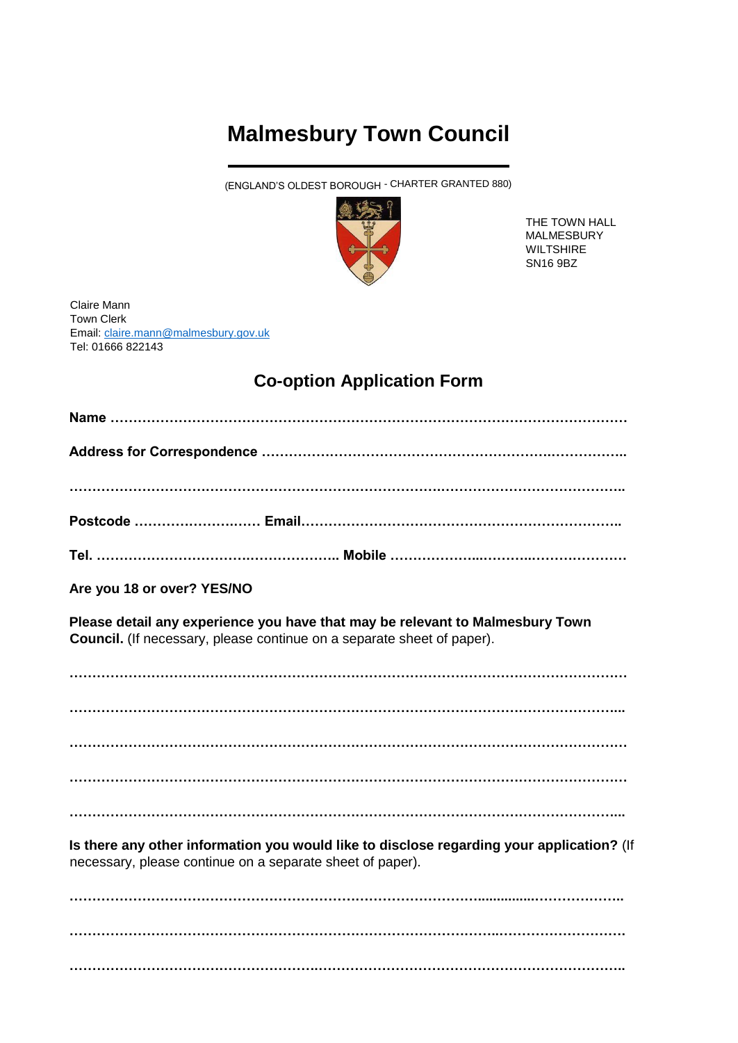# Malmesbury Town Council

(ENGLAND'S OLDEST BOROUGH - CHARTER GRANTED 880)

THE TOWN HALL
MALMESBURY
WILTSHIRE
SN16 9BZ

Claire Mann
Town Clerk
Email: claire.mann@malmesbury.gov.uk
Tel: 01666 822143

## Co-option Application Form

**Name** ………………………………………………………………………………………………

**Address for Correspondence** ………………………………………………………………..

……………………………………………………………………………………………………….

**Postcode** ……………………… **Email**……………………………………………………………..

**Tel.** ………………………………………………. **Mobile** ………………………………………………

**Are you 18 or over? YES/NO**

**Please detail any experience you have that may be relevant to Malmesbury Town Council.** (If necessary, please continue on a separate sheet of paper).

……………………………………………………………………………………………………….

……………………………………………………………………………………………………….

……………………………………………………………………………………………………….

……………………………………………………………………………………………………….

……………………………………………………………………………………………………….

**Is there any other information you would like to disclose regarding your application?** (If necessary, please continue on a separate sheet of paper).

……………………………………………………………………………………………………….

……………………………………………………………………………………………………….

……………………………………………………………………………………………………….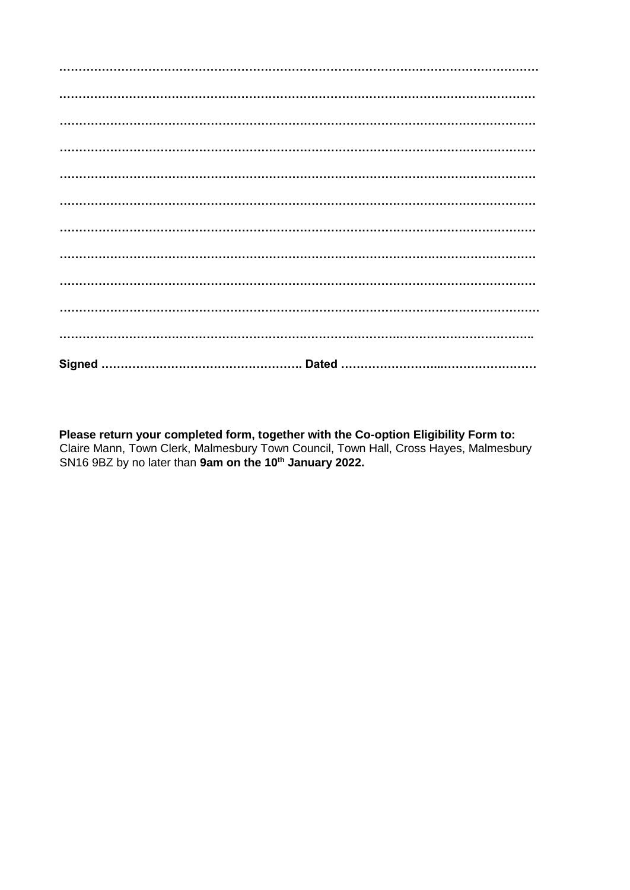……………………………………………………………………………………………………….

………………………………………………………………………………………………………

………………………………………………………………………………………………………

………………………………………………………………………………………………………

………………………………………………………………………………………………………

………………………………………………………………………………………………………

………………………………………………………………………………………………………

………………………………………………………………………………………………………

………………………………………………………………………………………………………

……………………………………………………………………………………………………….

……………………………………………………………………………………………………..

**Signed ……………………………………………. Dated ……………………..……………………**

**Please return your completed form, together with the Co-option Eligibility Form to:**
Claire Mann, Town Clerk, Malmesbury Town Council, Town Hall, Cross Hayes, Malmesbury SN16 9BZ by no later than **9am on the 10th January 2022.**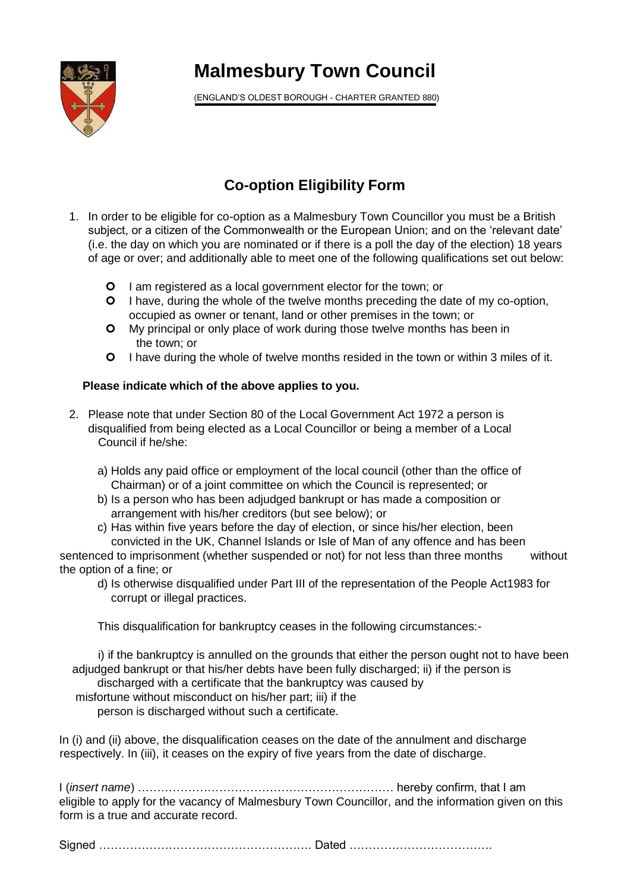# Malmesbury Town Council

(ENGLAND'S OLDEST BOROUGH - CHARTER GRANTED 880)

## Co-option Eligibility Form

1. In order to be eligible for co-option as a Malmesbury Town Councillor you must be a British subject, or a citizen of the Commonwealth or the European Union; and on the 'relevant date' (i.e. the day on which you are nominated or if there is a poll the day of the election) 18 years of age or over; and additionally able to meet one of the following qualifications set out below:

   - I am registered as a local government elector for the town; or
   - I have, during the whole of the twelve months preceding the date of my co-option, occupied as owner or tenant, land or other premises in the town; or
   - My principal or only place of work during those twelve months has been in the town; or
   - I have during the whole of twelve months resided in the town or within 3 miles of it.

   **Please indicate which of the above applies to you.**

2. Please note that under Section 80 of the Local Government Act 1972 a person is disqualified from being elected as a Local Councillor or being a member of a Local Council if he/she:

   a) Holds any paid office or employment of the local council (other than the office of Chairman) or of a joint committee on which the Council is represented; or
   b) Is a person who has been adjudged bankrupt or has made a composition or arrangement with his/her creditors (but see below); or
   c) Has within five years before the day of election, or since his/her election, been convicted in the UK, Channel Islands or Isle of Man of any offence and has been sentenced to imprisonment (whether suspended or not) for not less than three months without the option of a fine; or
   d) Is otherwise disqualified under Part III of the representation of the People Act1983 for corrupt or illegal practices.

   This disqualification for bankruptcy ceases in the following circumstances:-

   i) if the bankruptcy is annulled on the grounds that either the person ought not to have been adjudged bankrupt or that his/her debts have been fully discharged; ii) if the person is discharged with a certificate that the bankruptcy was caused by misfortune without misconduct on his/her part; iii) if the person is discharged without such a certificate.

In (i) and (ii) above, the disqualification ceases on the date of the annulment and discharge respectively. In (iii), it ceases on the expiry of five years from the date of discharge.

I (*insert name*) ………………………………………………………… hereby confirm, that I am eligible to apply for the vacancy of Malmesbury Town Councillor, and the information given on this form is a true and accurate record.

Signed ………………………………………………. Dated ……………………………….